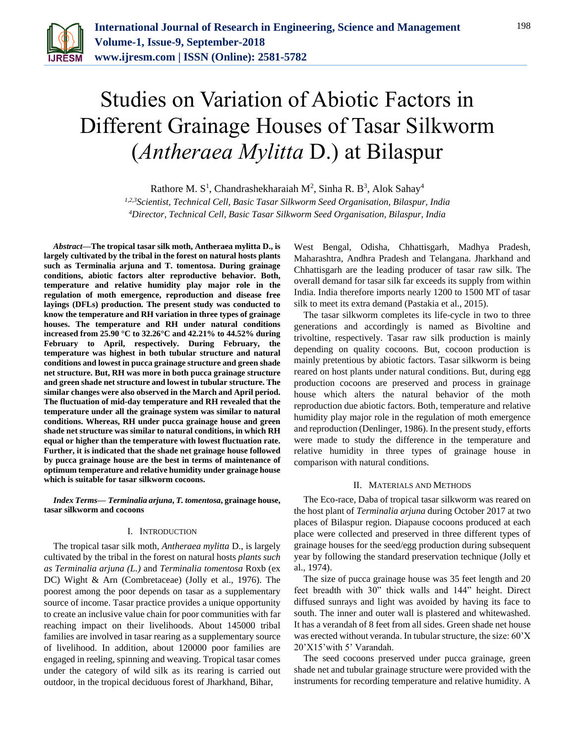# Studies on Variation of Abiotic Factors in Different Grainage Houses of Tasar Silkworm (*Antheraea Mylitta* D.) at Bilaspur

Rathore M. S[1], Chandrashekharaiah M[2], Sinha R. B[3], Alok Sahay[4]

[1,2,3]*Scientist, Technical Cell, Basic Tasar Silkworm Seed Organisation, Bilaspur, India*
[4]*Director, Technical Cell, Basic Tasar Silkworm Seed Organisation, Bilaspur, India*

***Abstract*—The tropical tasar silk moth, Antheraea mylitta D., is largely cultivated by the tribal in the forest on natural hosts plants such as Terminalia arjuna and T. tomentosa. During grainage conditions, abiotic factors alter reproductive behavior. Both, temperature and relative humidity play major role in the regulation of moth emergence, reproduction and disease free layings (DFLs) production. The present study was conducted to know the temperature and RH variation in three types of grainage houses. The temperature and RH under natural conditions increased from 25.90 °C to 32.26°C and 42.21% to 44.52% during February to April, respectively. During February, the temperature was highest in both tubular structure and natural conditions and lowest in pucca grainage structure and green shade net structure. But, RH was more in both pucca grainage structure and green shade net structure and lowest in tubular structure. The similar changes were also observed in the March and April period. The fluctuation of mid-day temperature and RH revealed that the temperature under all the grainage system was similar to natural conditions. Whereas, RH under pucca grainage house and green shade net structure was similar to natural conditions, in which RH equal or higher than the temperature with lowest fluctuation rate. Further, it is indicated that the shade net grainage house followed by pucca grainage house are the best in terms of maintenance of optimum temperature and relative humidity under grainage house which is suitable for tasar silkworm cocoons.**

***Index Terms*— *Terminalia arjuna*, *T. tomentosa*, grainage house, tasar silkworm and cocoons**

## I. Introduction

The tropical tasar silk moth, *Antheraea mylitta* D., is largely cultivated by the tribal in the forest on natural hosts *plants such as Terminalia arjuna (L.)* and *Terminalia tomentosa* Roxb (ex DC) Wight & Arn (Combretaceae) (Jolly et al., 1976). The poorest among the poor depends on tasar as a supplementary source of income. Tasar practice provides a unique opportunity to create an inclusive value chain for poor communities with far reaching impact on their livelihoods. About 145000 tribal families are involved in tasar rearing as a supplementary source of livelihood. In addition, about 120000 poor families are engaged in reeling, spinning and weaving. Tropical tasar comes under the category of wild silk as its rearing is carried out outdoor, in the tropical deciduous forest of Jharkhand, Bihar, West Bengal, Odisha, Chhattisgarh, Madhya Pradesh, Maharashtra, Andhra Pradesh and Telangana. Jharkhand and Chhattisgarh are the leading producer of tasar raw silk. The overall demand for tasar silk far exceeds its supply from within India. India therefore imports nearly 1200 to 1500 MT of tasar silk to meet its extra demand (Pastakia et al., 2015).

The tasar silkworm completes its life-cycle in two to three generations and accordingly is named as Bivoltine and trivoltine, respectively. Tasar raw silk production is mainly depending on quality cocoons. But, cocoon production is mainly pretentious by abiotic factors. Tasar silkworm is being reared on host plants under natural conditions. But, during egg production cocoons are preserved and process in grainage house which alters the natural behavior of the moth reproduction due abiotic factors. Both, temperature and relative humidity play major role in the regulation of moth emergence and reproduction (Denlinger, 1986). In the present study, efforts were made to study the difference in the temperature and relative humidity in three types of grainage house in comparison with natural conditions.

## II. Materials and Methods

The Eco-race, Daba of tropical tasar silkworm was reared on the host plant of *Terminalia arjuna* during October 2017 at two places of Bilaspur region. Diapause cocoons produced at each place were collected and preserved in three different types of grainage houses for the seed/egg production during subsequent year by following the standard preservation technique (Jolly et al., 1974).

The size of pucca grainage house was 35 feet length and 20 feet breadth with 30" thick walls and 144" height. Direct diffused sunrays and light was avoided by having its face to south. The inner and outer wall is plastered and whitewashed. It has a verandah of 8 feet from all sides. Green shade net house was erected without veranda. In tubular structure, the size: 60'X 20'X15'with 5' Varandah.

The seed cocoons preserved under pucca grainage, green shade net and tubular grainage structure were provided with the instruments for recording temperature and relative humidity. A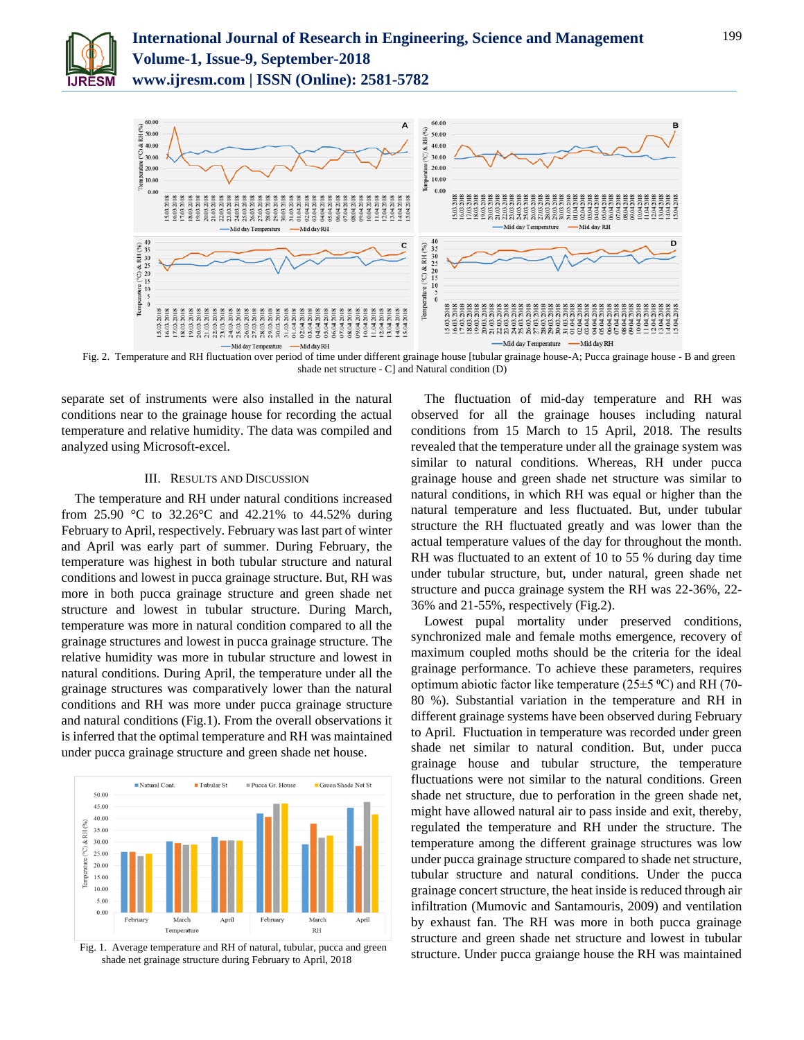Fig. 2. Temperature and RH fluctuation over period of time under different grainage house [tubular grainage house-A; Pucca grainage house - B and green shade net structure - C] and Natural condition (D)

separate set of instruments were also installed in the natural conditions near to the grainage house for recording the actual temperature and relative humidity. The data was compiled and analyzed using Microsoft-excel.

## III. Results and Discussion

The temperature and RH under natural conditions increased from 25.90 °C to 32.26°C and 42.21% to 44.52% during February to April, respectively. February was last part of winter and April was early part of summer. During February, the temperature was highest in both tubular structure and natural conditions and lowest in pucca grainage structure. But, RH was more in both pucca grainage structure and green shade net structure and lowest in tubular structure. During March, temperature was more in natural condition compared to all the grainage structures and lowest in pucca grainage structure. The relative humidity was more in tubular structure and lowest in natural conditions. During April, the temperature under all the grainage structures was comparatively lower than the natural conditions and RH was more under pucca grainage structure and natural conditions (Fig.1). From the overall observations it is inferred that the optimal temperature and RH was maintained under pucca grainage structure and green shade net house.

Fig. 1. Average temperature and RH of natural, tubular, pucca and green shade net grainage structure during February to April, 2018

The fluctuation of mid-day temperature and RH was observed for all the grainage houses including natural conditions from 15 March to 15 April, 2018. The results revealed that the temperature under all the grainage system was similar to natural conditions. Whereas, RH under pucca grainage house and green shade net structure was similar to natural conditions, in which RH was equal or higher than the natural temperature and less fluctuated. But, under tubular structure the RH fluctuated greatly and was lower than the actual temperature values of the day for throughout the month. RH was fluctuated to an extent of 10 to 55 % during day time under tubular structure, but, under natural, green shade net structure and pucca grainage system the RH was 22-36%, 22-36% and 21-55%, respectively (Fig.2).

Lowest pupal mortality under preserved conditions, synchronized male and female moths emergence, recovery of maximum coupled moths should be the criteria for the ideal grainage performance. To achieve these parameters, requires optimum abiotic factor like temperature (25±5 ºC) and RH (70-80 %). Substantial variation in the temperature and RH in different grainage systems have been observed during February to April. Fluctuation in temperature was recorded under green shade net similar to natural condition. But, under pucca grainage house and tubular structure, the temperature fluctuations were not similar to the natural conditions. Green shade net structure, due to perforation in the green shade net, might have allowed natural air to pass inside and exit, thereby, regulated the temperature and RH under the structure. The temperature among the different grainage structures was low under pucca grainage structure compared to shade net structure, tubular structure and natural conditions. Under the pucca grainage concert structure, the heat inside is reduced through air infiltration (Mumovic and Santamouris, 2009) and ventilation by exhaust fan. The RH was more in both pucca grainage structure and green shade net structure and lowest in tubular structure. Under pucca graiange house the RH was maintained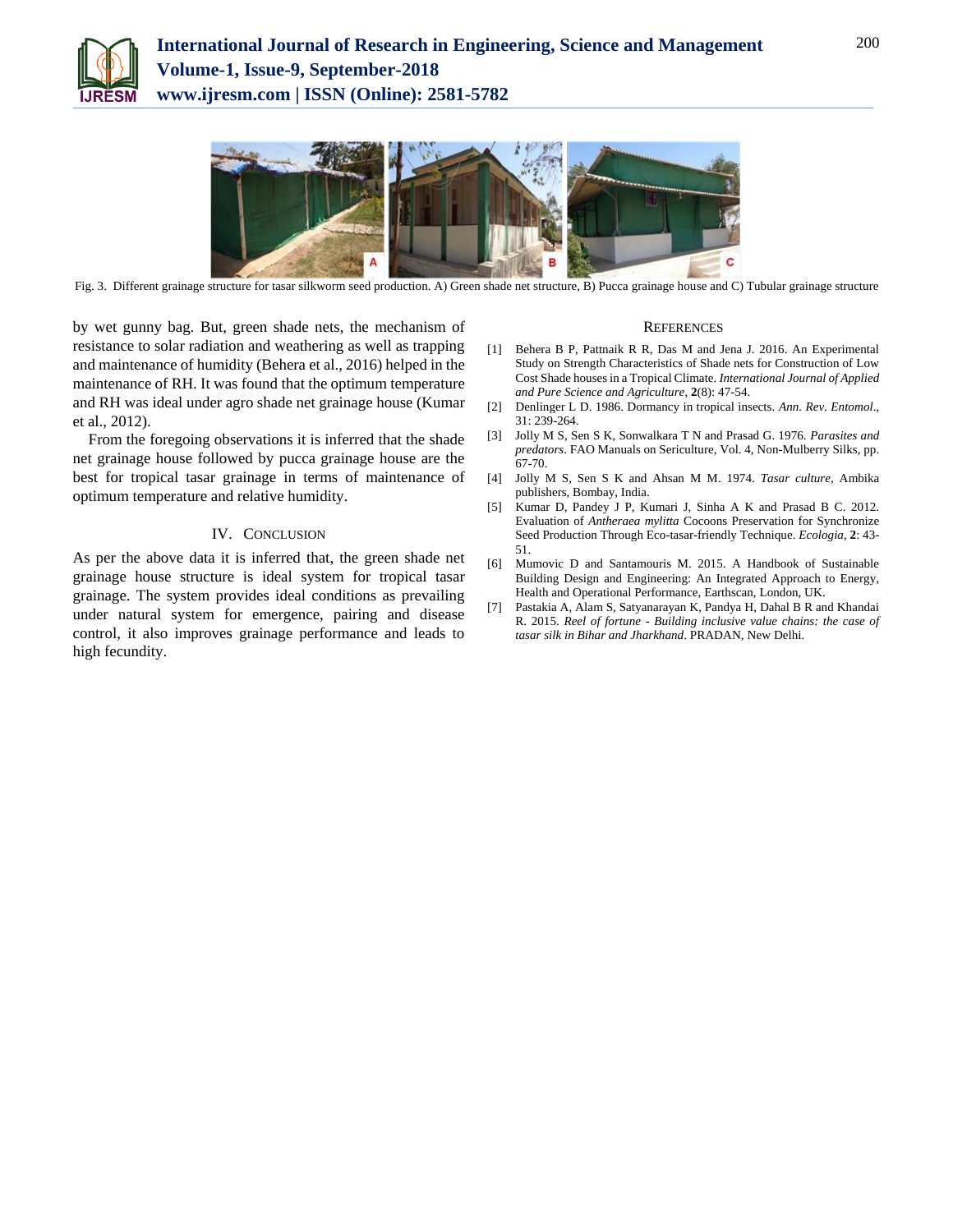Fig. 3. Different grainage structure for tasar silkworm seed production. A) Green shade net structure, B) Pucca grainage house and C) Tubular grainage structure

by wet gunny bag. But, green shade nets, the mechanism of resistance to solar radiation and weathering as well as trapping and maintenance of humidity (Behera et al., 2016) helped in the maintenance of RH. It was found that the optimum temperature and RH was ideal under agro shade net grainage house (Kumar et al., 2012).

From the foregoing observations it is inferred that the shade net grainage house followed by pucca grainage house are the best for tropical tasar grainage in terms of maintenance of optimum temperature and relative humidity.

## IV. Conclusion

As per the above data it is inferred that, the green shade net grainage house structure is ideal system for tropical tasar grainage. The system provides ideal conditions as prevailing under natural system for emergence, pairing and disease control, it also improves grainage performance and leads to high fecundity.

## References

[1] Behera B P, Pattnaik R R, Das M and Jena J. 2016. An Experimental Study on Strength Characteristics of Shade nets for Construction of Low Cost Shade houses in a Tropical Climate. *International Journal of Applied and Pure Science and Agriculture*, **2**(8): 47-54.

[2] Denlinger L D. 1986. Dormancy in tropical insects. *Ann. Rev. Entomol*., 31: 239-264.

[3] Jolly M S, Sen S K, Sonwalkara T N and Prasad G. 1976. *Parasites and predators*. FAO Manuals on Sericulture, Vol. 4, Non-Mulberry Silks, pp. 67-70.

[4] Jolly M S, Sen S K and Ahsan M M. 1974. *Tasar culture*, Ambika publishers, Bombay, India.

[5] Kumar D, Pandey J P, Kumari J, Sinha A K and Prasad B C. 2012. Evaluation of *Antheraea mylitta* Cocoons Preservation for Synchronize Seed Production Through Eco-tasar-friendly Technique. *Ecologia*, **2**: 43-51.

[6] Mumovic D and Santamouris M. 2015. A Handbook of Sustainable Building Design and Engineering: An Integrated Approach to Energy, Health and Operational Performance, Earthscan, London, UK.

[7] Pastakia A, Alam S, Satyanarayan K, Pandya H, Dahal B R and Khandai R. 2015. *Reel of fortune - Building inclusive value chains: the case of tasar silk in Bihar and Jharkhand*. PRADAN, New Delhi.